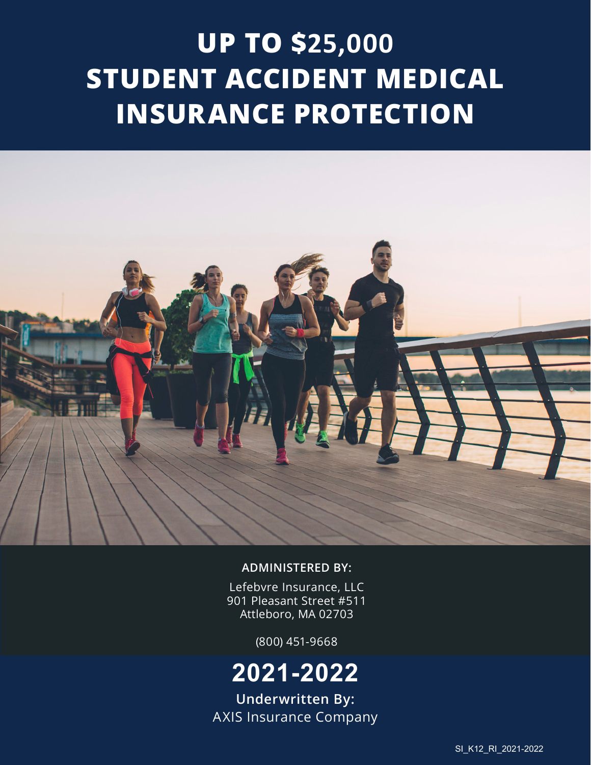# UP TO $25,000 STUDENT ACCIDENT MEDICAL INSURANCE PROTECTION

**ADMINISTERED BY:**

Lefebvre Insurance, LLC
901 Pleasant Street #511
Attleboro, MA 02703

(800) 451-9668

## 2021-2022

**Underwritten By:**
AXIS Insurance Company

SI_K12_RI_2021-2022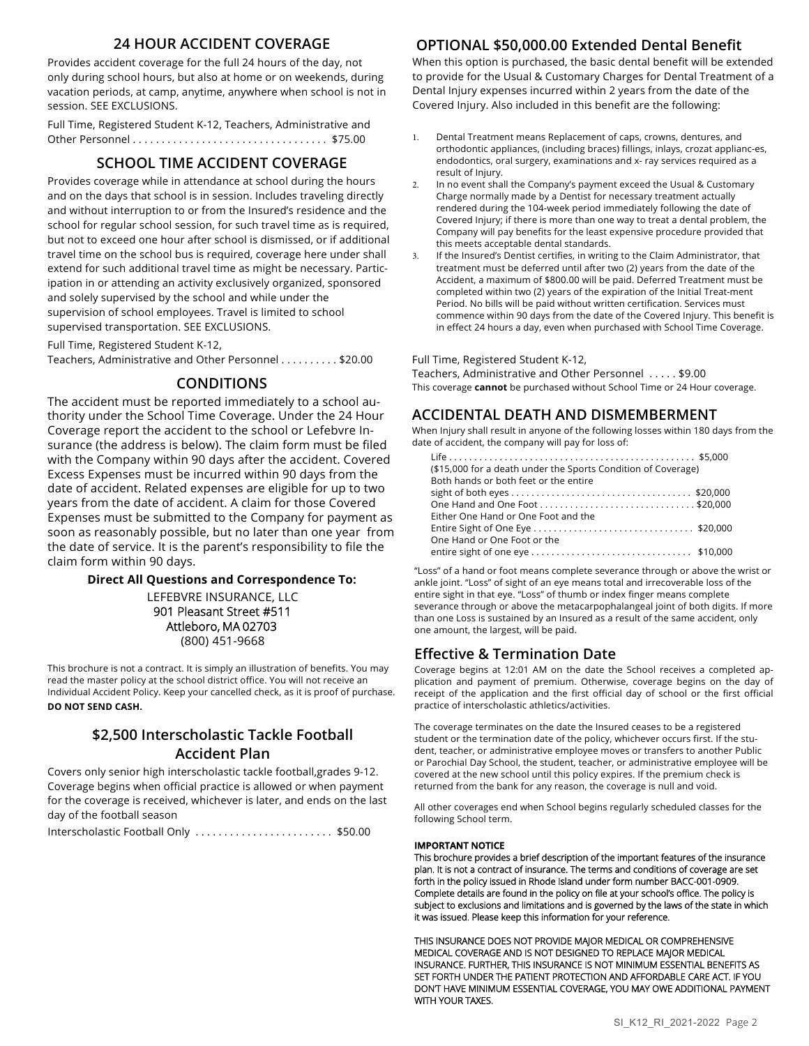## 24 HOUR ACCIDENT COVERAGE

Provides accident coverage for the full 24 hours of the day, not only during school hours, but also at home or on weekends, during vacation periods, at camp, anytime, anywhere when school is not in session. SEE EXCLUSIONS.

Full Time, Registered Student K-12, Teachers, Administrative and Other Personnel . . . . . . . . . . . . . . . . . . . . . . . . . . . . . . . . . $75.00

## SCHOOL TIME ACCIDENT COVERAGE

Provides coverage while in attendance at school during the hours and on the days that school is in session. Includes traveling directly and without interruption to or from the Insured's residence and the school for regular school session, for such travel time as is required, but not to exceed one hour after school is dismissed, or if additional travel time on the school bus is required, coverage here under shall extend for such additional travel time as might be necessary. Participation in or attending an activity exclusively organized, sponsored and solely supervised by the school and while under the supervision of school employees. Travel is limited to school supervised transportation. SEE EXCLUSIONS.

Full Time, Registered Student K-12,
Teachers, Administrative and Other Personnel . . . . . . . . . . $20.00

## CONDITIONS

The accident must be reported immediately to a school authority under the School Time Coverage. Under the 24 Hour Coverage report the accident to the school or Lefebvre Insurance (the address is below). The claim form must be filed with the Company within 90 days after the accident. Covered Excess Expenses must be incurred within 90 days from the date of accident. Related expenses are eligible for up to two years from the date of accident. A claim for those Covered Expenses must be submitted to the Company for payment as soon as reasonably possible, but no later than one year from the date of service. It is the parent's responsibility to file the claim form within 90 days.

**Direct All Questions and Correspondence To:**

LEFEBVRE INSURANCE, LLC
901 Pleasant Street #511
Attleboro, MA 02703
(800) 451-9668

This brochure is not a contract. It is simply an illustration of benefits. You may read the master policy at the school district office. You will not receive an Individual Accident Policy. Keep your cancelled check, as it is proof of purchase. **DO NOT SEND CASH.**

## $2,500 Interscholastic Tackle Football Accident Plan

Covers only senior high interscholastic tackle football,grades 9-12. Coverage begins when official practice is allowed or when payment for the coverage is received, whichever is later, and ends on the last day of the football season

Interscholastic Football Only . . . . . . . . . . . . . . . . . . . . . . . . $50.00

## OPTIONAL $50,000.00 Extended Dental Benefit

When this option is purchased, the basic dental benefit will be extended to provide for the Usual & Customary Charges for Dental Treatment of a Dental Injury expenses incurred within 2 years from the date of the Covered Injury. Also included in this benefit are the following:

1. Dental Treatment means Replacement of caps, crowns, dentures, and orthodontic appliances, (including braces) fillings, inlays, crozat applianc-es, endodontics, oral surgery, examinations and x- ray services required as a result of Injury.
2. In no event shall the Company's payment exceed the Usual & Customary Charge normally made by a Dentist for necessary treatment actually rendered during the 104-week period immediately following the date of Covered Injury; if there is more than one way to treat a dental problem, the Company will pay benefits for the least expensive procedure provided that this meets acceptable dental standards.
3. If the Insured's Dentist certifies, in writing to the Claim Administrator, that treatment must be deferred until after two (2) years from the date of the Accident, a maximum of $800.00 will be paid. Deferred Treatment must be completed within two (2) years of the expiration of the Initial Treat-ment Period. No bills will be paid without written certification. Services must commence within 90 days from the date of the Covered Injury. This benefit is in effect 24 hours a day, even when purchased with School Time Coverage.

Full Time, Registered Student K-12,
Teachers, Administrative and Other Personnel . . . . . $9.00
This coverage **cannot** be purchased without School Time or 24 Hour coverage.

## ACCIDENTAL DEATH AND DISMEMBERMENT

When Injury shall result in anyone of the following losses within 180 days from the date of accident, the company will pay for loss of:

Life . . . . . . . . . . . . . . . . . . . . . . . . . . . . . . . . . . . . . . . . . . . . . . . . $5,000
($15,000 for a death under the Sports Condition of Coverage)
Both hands or both feet or the entire sight of both eyes . . . . . . . . . . . . . . . . . . . . . . . . . . . . . . . . . . . $20,000
One Hand and One Foot . . . . . . . . . . . . . . . . . . . . . . . . . . . . . . $20,000
Either One Hand or One Foot and the Entire Sight of One Eye . . . . . . . . . . . . . . . . . . . . . . . . . . . . . . . $20,000
One Hand or One Foot or the entire sight of one eye . . . . . . . . . . . . . . . . . . . . . . . . . . . . . . . $10,000

"Loss" of a hand or foot means complete severance through or above the wrist or ankle joint. "Loss" of sight of an eye means total and irrecoverable loss of the entire sight in that eye. "Loss" of thumb or index finger means complete severance through or above the metacarpophalangeal joint of both digits. If more than one Loss is sustained by an Insured as a result of the same accident, only one amount, the largest, will be paid.

## Effective & Termination Date

Coverage begins at 12:01 AM on the date the School receives a completed application and payment of premium. Otherwise, coverage begins on the day of receipt of the application and the first official day of school or the first official practice of interscholastic athletics/activities.

The coverage terminates on the date the Insured ceases to be a registered student or the termination date of the policy, whichever occurs first. If the student, teacher, or administrative employee moves or transfers to another Public or Parochial Day School, the student, teacher, or administrative employee will be covered at the new school until this policy expires. If the premium check is returned from the bank for any reason, the coverage is null and void.

All other coverages end when School begins regularly scheduled classes for the following School term.

**IMPORTANT NOTICE**
This brochure provides a brief description of the important features of the insurance plan. It is not a contract of insurance. The terms and conditions of coverage are set forth in the policy issued in Rhode Island under form number BACC-001-0909. Complete details are found in the policy on file at your school's office. The policy is subject to exclusions and limitations and is governed by the laws of the state in which it was issued. Please keep this information for your reference.

THIS INSURANCE DOES NOT PROVIDE MAJOR MEDICAL OR COMPREHENSIVE MEDICAL COVERAGE AND IS NOT DESIGNED TO REPLACE MAJOR MEDICAL INSURANCE. FURTHER, THIS INSURANCE IS NOT MINIMUM ESSENTIAL BENEFITS AS SET FORTH UNDER THE PATIENT PROTECTION AND AFFORDABLE CARE ACT. IF YOU DON'T HAVE MINIMUM ESSENTIAL COVERAGE, YOU MAY OWE ADDITIONAL PAYMENT WITH YOUR TAXES.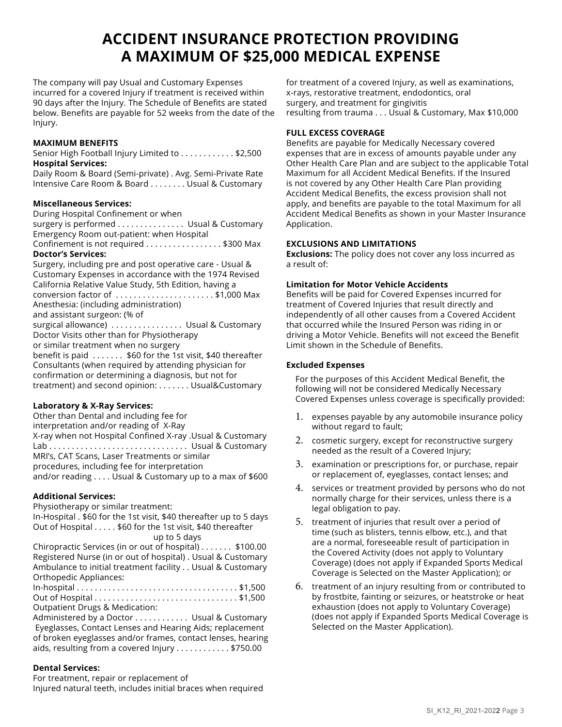# ACCIDENT INSURANCE PROTECTION PROVIDING A MAXIMUM OF $25,000 MEDICAL EXPENSE

The company will pay Usual and Customary Expenses incurred for a covered Injury if treatment is received within 90 days after the Injury. The Schedule of Benefits are stated below. Benefits are payable for 52 weeks from the date of the Injury.

**MAXIMUM BENEFITS**

Senior High Football Injury Limited to . . . . . . . . . . . . $2,500

**Hospital Services:**

Daily Room & Board (Semi-private) . Avg. Semi-Private Rate
Intensive Care Room & Board . . . . . . . . Usual & Customary

**Miscellaneous Services:**

During Hospital Confinement or when surgery is performed . . . . . . . . . . . . . . . Usual & Customary
Emergency Room out-patient: when Hospital Confinement is not required . . . . . . . . . . . . . . . . . $300 Max

**Doctor's Services:**

Surgery, including pre and post operative care - Usual & Customary Expenses in accordance with the 1974 Revised California Relative Value Study, 5th Edition, having a conversion factor of . . . . . . . . . . . . . . . . . . . . . . $1,000 Max
Anesthesia: (including administration) and assistant surgeon: (% of surgical allowance) . . . . . . . . . . . . . . . . Usual & Customary
Doctor Visits other than for Physiotherapy or similar treatment when no surgery benefit is paid . . . . . . . $60 for the 1st visit, $40 thereafter
Consultants (when required by attending physician for confirmation or determining a diagnosis, but not for treatment) and second opinion: . . . . . . . Usual&Customary

**Laboratory & X-Ray Services:**

Other than Dental and including fee for interpretation and/or reading of X-Ray
X-ray when not Hospital Confined X-ray .Usual & Customary
Lab . . . . . . . . . . . . . . . . . . . . . . . . . . . . . . . Usual & Customary
MRI's, CAT Scans, Laser Treatments or similar procedures, including fee for interpretation and/or reading . . . . Usual & Customary up to a max of $600

**Additional Services:**

Physiotherapy or similar treatment:
In-Hospital . $60 for the 1st visit, $40 thereafter up to 5 days
Out of Hospital . . . . . $60 for the 1st visit, $40 thereafter up to 5 days
Chiropractic Services (in or out of hospital) . . . . . . . $100.00
Registered Nurse (in or out of hospital) . Usual & Customary
Ambulance to initial treatment facility . . Usual & Customary
Orthopedic Appliances:
In-hospital . . . . . . . . . . . . . . . . . . . . . . . . . . . . . . . . . . . $1,500
Out of Hospital . . . . . . . . . . . . . . . . . . . . . . . . . . . . . . . $1,500
Outpatient Drugs & Medication:
Administered by a Doctor . . . . . . . . . . . . Usual & Customary
Eyeglasses, Contact Lenses and Hearing Aids; replacement of broken eyeglasses and/or frames, contact lenses, hearing aids, resulting from a covered Injury . . . . . . . . . . . . $750.00

**Dental Services:**

For treatment, repair or replacement of Injured natural teeth, includes initial braces when required for treatment of a covered Injury, as well as examinations, x-rays, restorative treatment, endodontics, oral surgery, and treatment for gingivitis resulting from trauma . . . Usual & Customary, Max $10,000

**FULL EXCESS COVERAGE**

Benefits are payable for Medically Necessary covered expenses that are in excess of amounts payable under any Other Health Care Plan and are subject to the applicable Total Maximum for all Accident Medical Benefits. If the Insured is not covered by any Other Health Care Plan providing Accident Medical Benefits, the excess provision shall not apply, and benefits are payable to the total Maximum for all Accident Medical Benefits as shown in your Master Insurance Application.

**EXCLUSIONS AND LIMITATIONS**

**Exclusions:** The policy does not cover any loss incurred as a result of:

**Limitation for Motor Vehicle Accidents**

Benefits will be paid for Covered Expenses incurred for treatment of Covered Injuries that result directly and independently of all other causes from a Covered Accident that occurred while the Insured Person was riding in or driving a Motor Vehicle. Benefits will not exceed the Benefit Limit shown in the Schedule of Benefits.

**Excluded Expenses**

For the purposes of this Accident Medical Benefit, the following will not be considered Medically Necessary Covered Expenses unless coverage is specifically provided:

1. expenses payable by any automobile insurance policy without regard to fault;
2. cosmetic surgery, except for reconstructive surgery needed as the result of a Covered Injury;
3. examination or prescriptions for, or purchase, repair or replacement of, eyeglasses, contact lenses; and
4. services or treatment provided by persons who do not normally charge for their services, unless there is a legal obligation to pay.
5. treatment of injuries that result over a period of time (such as blisters, tennis elbow, etc.), and that are a normal, foreseeable result of participation in the Covered Activity (does not apply to Voluntary Coverage) (does not apply if Expanded Sports Medical Coverage is Selected on the Master Application); or
6. treatment of an injury resulting from or contributed to by frostbite, fainting or seizures, or heatstroke or heat exhaustion (does not apply to Voluntary Coverage) (does not apply if Expanded Sports Medical Coverage is Selected on the Master Application).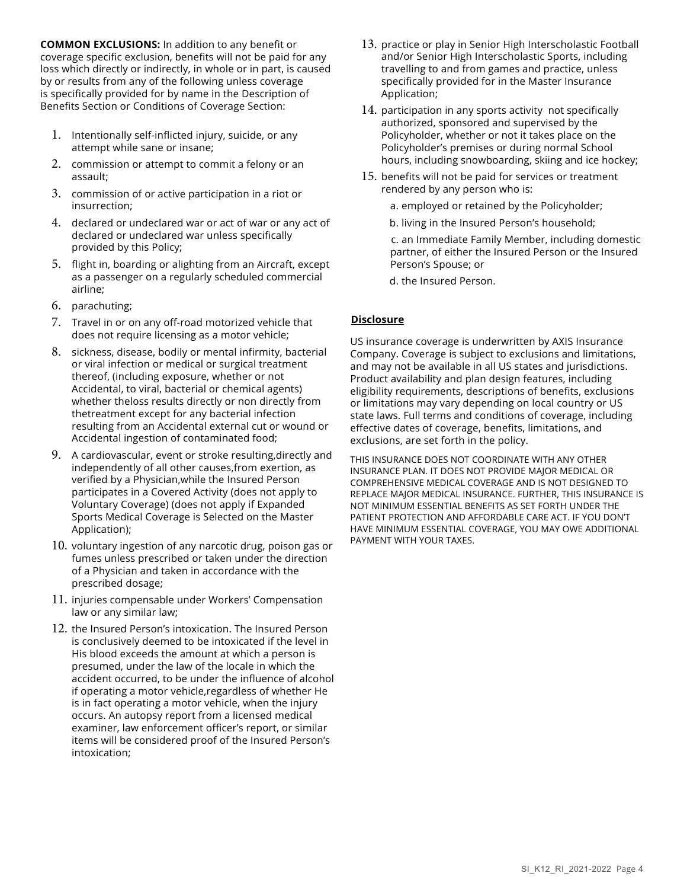**COMMON EXCLUSIONS:** In addition to any benefit or coverage specific exclusion, benefits will not be paid for any loss which directly or indirectly, in whole or in part, is caused by or results from any of the following unless coverage is specifically provided for by name in the Description of Benefits Section or Conditions of Coverage Section:

1. Intentionally self-inflicted injury, suicide, or any attempt while sane or insane;
2. commission or attempt to commit a felony or an assault;
3. commission of or active participation in a riot or insurrection;
4. declared or undeclared war or act of war or any act of declared or undeclared war unless specifically provided by this Policy;
5. flight in, boarding or alighting from an Aircraft, except as a passenger on a regularly scheduled commercial airline;
6. parachuting;
7. Travel in or on any off-road motorized vehicle that does not require licensing as a motor vehicle;
8. sickness, disease, bodily or mental infirmity, bacterial or viral infection or medical or surgical treatment thereof, (including exposure, whether or not Accidental, to viral, bacterial or chemical agents) whether theloss results directly or non directly from thetreatment except for any bacterial infection resulting from an Accidental external cut or wound or Accidental ingestion of contaminated food;
9. A cardiovascular, event or stroke resulting,directly and independently of all other causes,from exertion, as verified by a Physician,while the Insured Person participates in a Covered Activity (does not apply to Voluntary Coverage) (does not apply if Expanded Sports Medical Coverage is Selected on the Master Application);
10. voluntary ingestion of any narcotic drug, poison gas or fumes unless prescribed or taken under the direction of a Physician and taken in accordance with the prescribed dosage;
11. injuries compensable under Workers' Compensation law or any similar law;
12. the Insured Person's intoxication. The Insured Person is conclusively deemed to be intoxicated if the level in His blood exceeds the amount at which a person is presumed, under the law of the locale in which the accident occurred, to be under the influence of alcohol if operating a motor vehicle,regardless of whether He is in fact operating a motor vehicle, when the injury occurs. An autopsy report from a licensed medical examiner, law enforcement officer's report, or similar items will be considered proof of the Insured Person's intoxication;
13. practice or play in Senior High Interscholastic Football and/or Senior High Interscholastic Sports, including travelling to and from games and practice, unless specifically provided for in the Master Insurance Application;
14. participation in any sports activity not specifically authorized, sponsored and supervised by the Policyholder, whether or not it takes place on the Policyholder's premises or during normal School hours, including snowboarding, skiing and ice hockey;
15. benefits will not be paid for services or treatment rendered by any person who is:
    a. employed or retained by the Policyholder;
    b. living in the Insured Person's household;
    c. an Immediate Family Member, including domestic partner, of either the Insured Person or the Insured Person's Spouse; or
    d. the Insured Person.

## Disclosure

US insurance coverage is underwritten by AXIS Insurance Company. Coverage is subject to exclusions and limitations, and may not be available in all US states and jurisdictions. Product availability and plan design features, including eligibility requirements, descriptions of benefits, exclusions or limitations may vary depending on local country or US state laws. Full terms and conditions of coverage, including effective dates of coverage, benefits, limitations, and exclusions, are set forth in the policy.

THIS INSURANCE DOES NOT COORDINATE WITH ANY OTHER INSURANCE PLAN. IT DOES NOT PROVIDE MAJOR MEDICAL OR COMPREHENSIVE MEDICAL COVERAGE AND IS NOT DESIGNED TO REPLACE MAJOR MEDICAL INSURANCE. FURTHER, THIS INSURANCE IS NOT MINIMUM ESSENTIAL BENEFITS AS SET FORTH UNDER THE PATIENT PROTECTION AND AFFORDABLE CARE ACT. IF YOU DON'T HAVE MINIMUM ESSENTIAL COVERAGE, YOU MAY OWE ADDITIONAL PAYMENT WITH YOUR TAXES.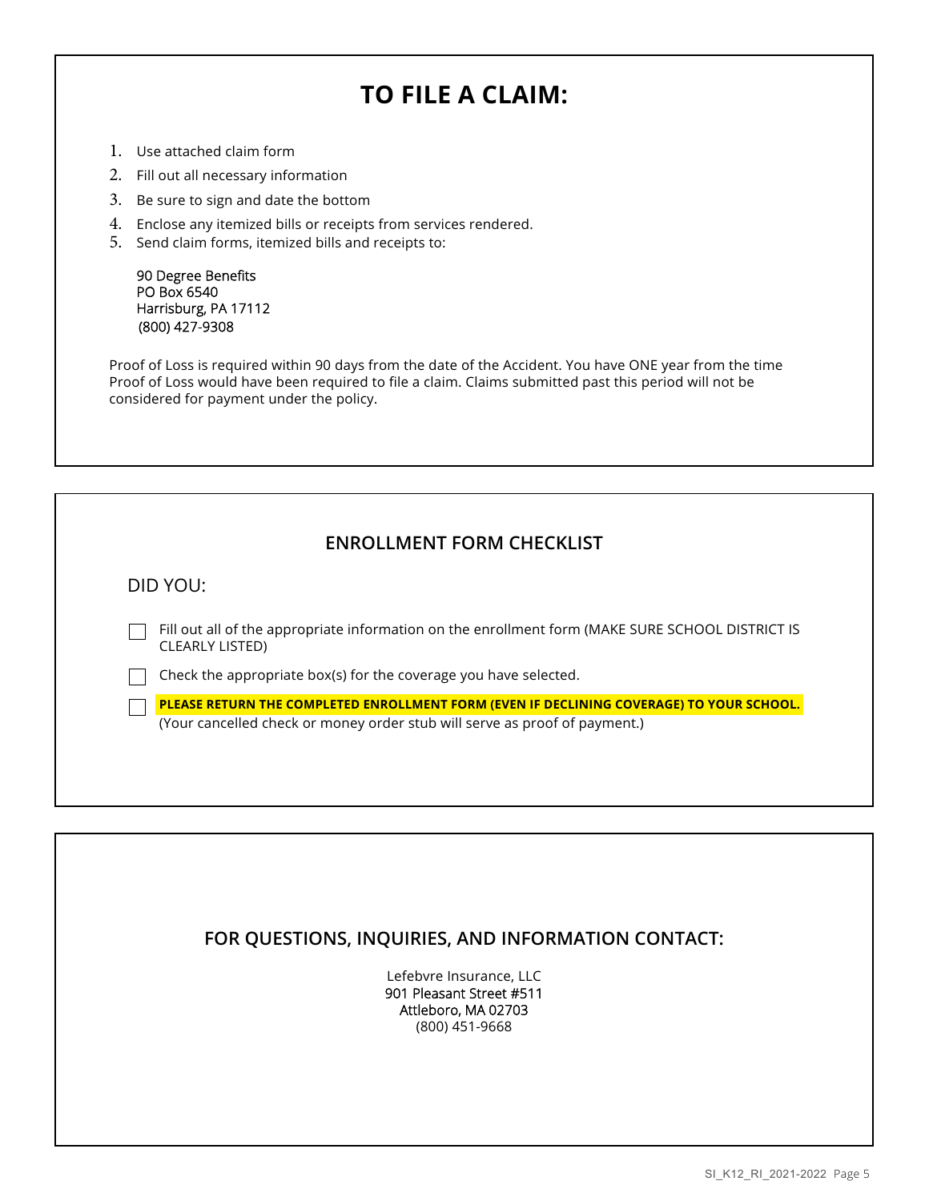# TO FILE A CLAIM:

1. Use attached claim form
2. Fill out all necessary information
3. Be sure to sign and date the bottom
4. Enclose any itemized bills or receipts from services rendered.
5. Send claim forms, itemized bills and receipts to:

   90 Degree Benefits
   PO Box 6540
   Harrisburg, PA 17112
   (800) 427-9308

Proof of Loss is required within 90 days from the date of the Accident. You have ONE year from the time Proof of Loss would have been required to file a claim. Claims submitted past this period will not be considered for payment under the policy.

## ENROLLMENT FORM CHECKLIST

DID YOU:

- ☐ Fill out all of the appropriate information on the enrollment form (MAKE SURE SCHOOL DISTRICT IS CLEARLY LISTED)
- ☐ Check the appropriate box(s) for the coverage you have selected.
- ☐ **PLEASE RETURN THE COMPLETED ENROLLMENT FORM (EVEN IF DECLINING COVERAGE) TO YOUR SCHOOL.** (Your cancelled check or money order stub will serve as proof of payment.)

## FOR QUESTIONS, INQUIRIES, AND INFORMATION CONTACT:

Lefebvre Insurance, LLC
901 Pleasant Street #511
Attleboro, MA 02703
(800) 451-9668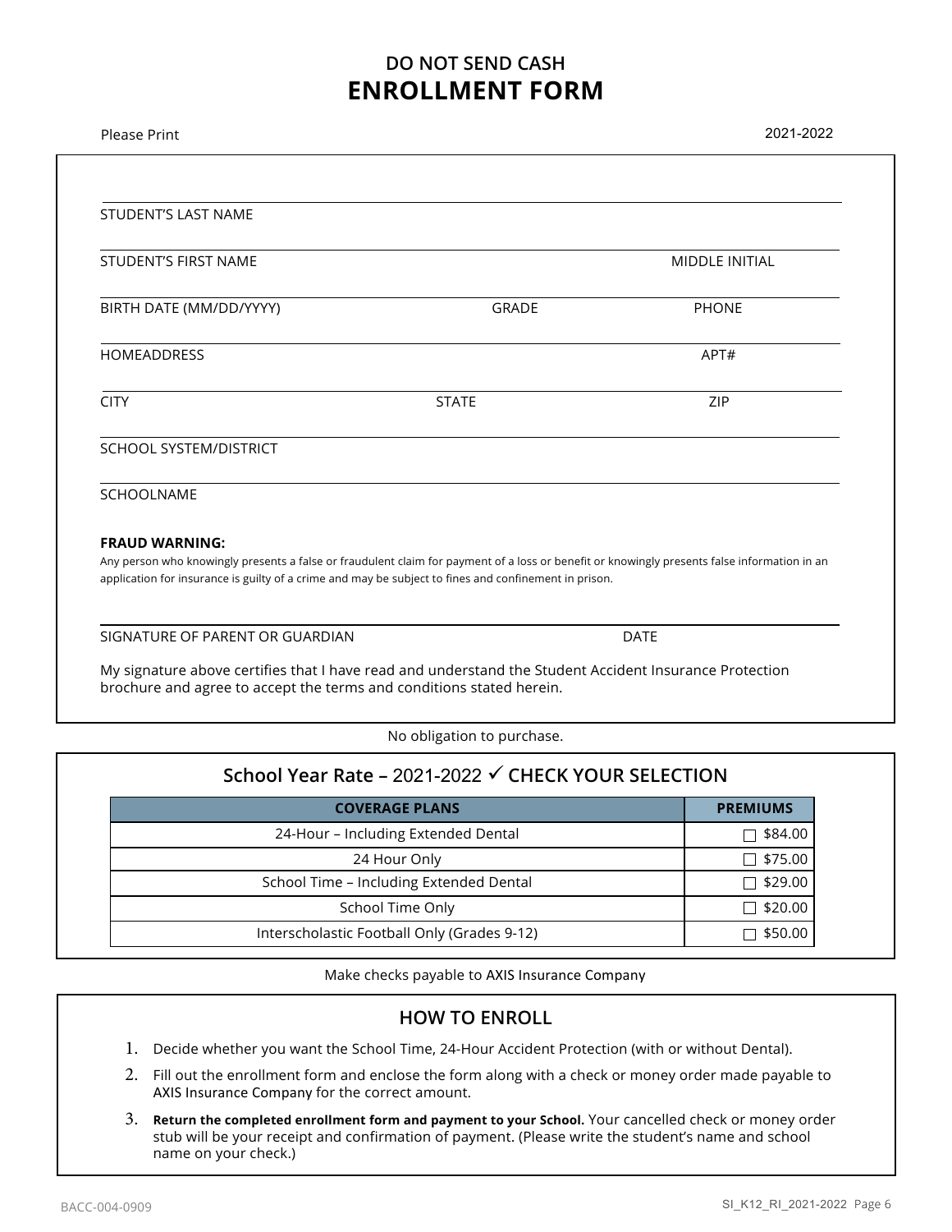# DO NOT SEND CASH
# ENROLLMENT FORM

Please Print

2021-2022

STUDENT'S LAST NAME

STUDENT'S FIRST NAME MIDDLE INITIAL

BIRTH DATE (MM/DD/YYYY) GRADE PHONE

HOMEADDRESS APT#

CITY STATE ZIP

SCHOOL SYSTEM/DISTRICT

SCHOOLNAME

**FRAUD WARNING:**

Any person who knowingly presents a false or fraudulent claim for payment of a loss or benefit or knowingly presents false information in an application for insurance is guilty of a crime and may be subject to fines and confinement in prison.

SIGNATURE OF PARENT OR GUARDIAN DATE

My signature above certifies that I have read and understand the Student Accident Insurance Protection brochure and agree to accept the terms and conditions stated herein.

No obligation to purchase.

## School Year Rate – 2021-2022 ✓ CHECK YOUR SELECTION

| COVERAGE PLANS | PREMIUMS |
|---|---|
| 24-Hour – Including Extended Dental | ☐ $84.00 |
| 24 Hour Only | ☐ $75.00 |
| School Time – Including Extended Dental | ☐ $29.00 |
| School Time Only | ☐ $20.00 |
| Interscholastic Football Only (Grades 9-12) | ☐ $50.00 |

Make checks payable to AXIS Insurance Company

## HOW TO ENROLL

1. Decide whether you want the School Time, 24-Hour Accident Protection (with or without Dental).
2. Fill out the enrollment form and enclose the form along with a check or money order made payable to AXIS Insurance Company for the correct amount.
3. **Return the completed enrollment form and payment to your School.** Your cancelled check or money order stub will be your receipt and confirmation of payment. (Please write the student's name and school name on your check.)

BACC-004-0909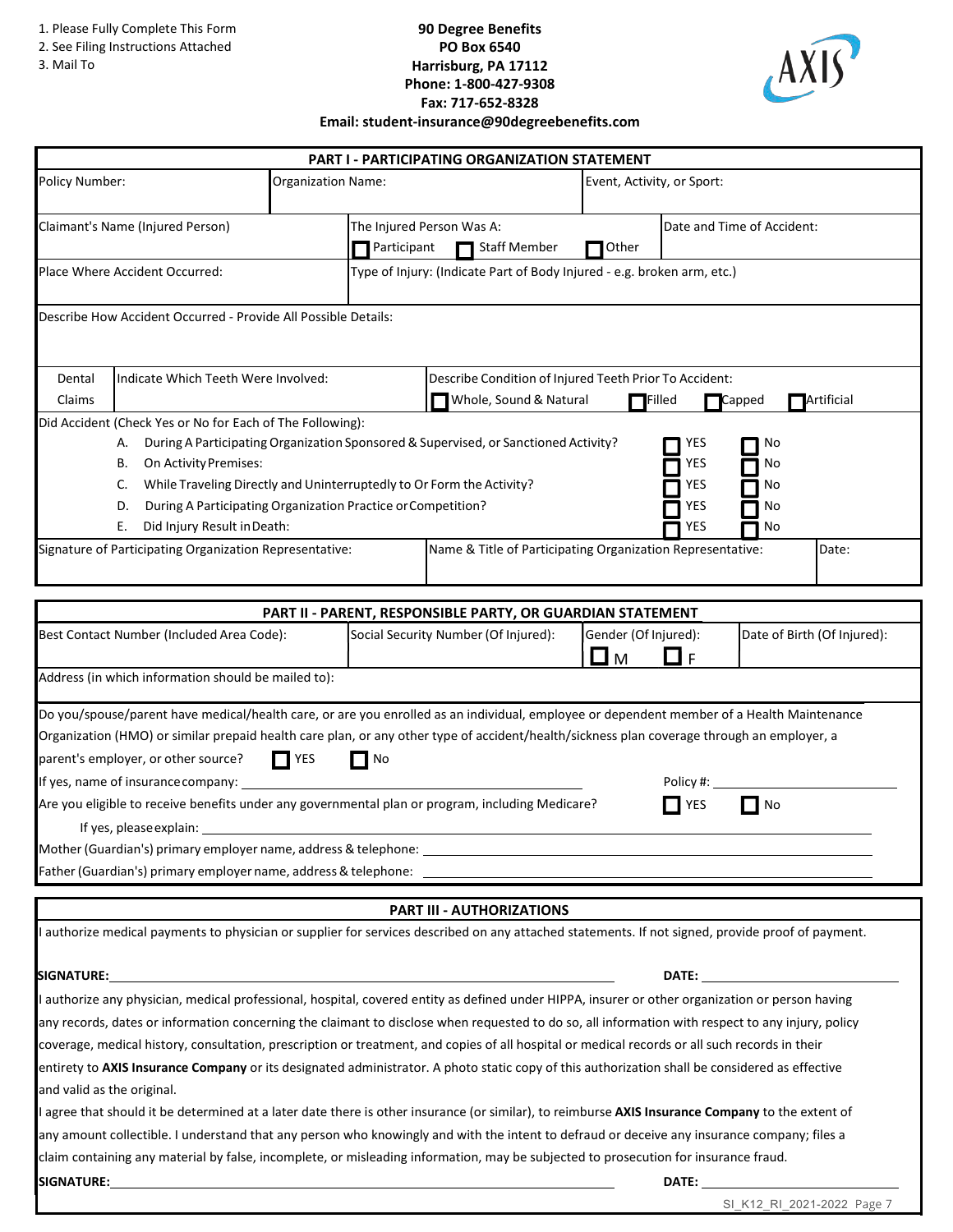1. Please Fully Complete This Form
2. See Filing Instructions Attached
3. Mail To

**90 Degree Benefits**
**PO Box 6540**
**Harrisburg, PA 17112**
**Phone: 1-800-427-9308**
**Fax: 717-652-8328**
**Email: student-insurance@90degreebenefits.com**

AXIS

## PART I - PARTICIPATING ORGANIZATION STATEMENT

| Policy Number: | Organization Name: | Event, Activity, or Sport: |
|---|---|---|
| | | |

| Claimant's Name (Injured Person) | The Injured Person Was A: ☐ Participant ☐ Staff Member ☐ Other | Date and Time of Accident: |
|---|---|---|
| | | |

| Place Where Accident Occurred: | Type of Injury: (Indicate Part of Body Injured - e.g. broken arm, etc.) |
|---|---|
| | |

Describe How Accident Occurred - Provide All Possible Details:

| Dental Claims | Indicate Which Teeth Were Involved: | Describe Condition of Injured Teeth Prior To Accident: ☐ Whole, Sound & Natural ☐ Filled ☐ Capped ☐ Artificial |
|---|---|---|

Did Accident (Check Yes or No for Each of The Following):

| | | | |
|---|---|---|---|
| A. | During A Participating Organization Sponsored & Supervised, or Sanctioned Activity? | ☐ YES | ☐ No |
| B. | On Activity Premises: | ☐ YES | ☐ No |
| C. | While Traveling Directly and Uninterruptedly to Or Form the Activity? | ☐ YES | ☐ No |
| D. | During A Participating Organization Practice or Competition? | ☐ YES | ☐ No |
| E. | Did Injury Result in Death: | ☐ YES | ☐ No |

| Signature of Participating Organization Representative: | Name & Title of Participating Organization Representative: | Date: |
|---|---|---|
| | | |

## PART II - PARENT, RESPONSIBLE PARTY, OR GUARDIAN STATEMENT

| Best Contact Number (Included Area Code): | Social Security Number (Of Injured): | Gender (Of Injured): ☐ M ☐ F | Date of Birth (Of Injured): |
|---|---|---|---|
| | | | |

Address (in which information should be mailed to):

Do you/spouse/parent have medical/health care, or are you enrolled as an individual, employee or dependent member of a Health Maintenance Organization (HMO) or similar prepaid health care plan, or any other type of accident/health/sickness plan coverage through an employer, a parent's employer, or other source? ☐ YES ☐ No

If yes, name of insurance company: ______________________ Policy #: ______________

Are you eligible to receive benefits under any governmental plan or program, including Medicare? ☐ YES ☐ No

If yes, please explain: ______________________

Mother (Guardian's) primary employer name, address & telephone: ______________________

Father (Guardian's) primary employer name, address & telephone: ______________________

## PART III - AUTHORIZATIONS

I authorize medical payments to physician or supplier for services described on any attached statements. If not signed, provide proof of payment.

**SIGNATURE:** ______________________ **DATE:** ______________

I authorize any physician, medical professional, hospital, covered entity as defined under HIPPA, insurer or other organization or person having any records, dates or information concerning the claimant to disclose when requested to do so, all information with respect to any injury, policy coverage, medical history, consultation, prescription or treatment, and copies of all hospital or medical records or all such records in their entirety to **AXIS Insurance Company** or its designated administrator. A photo static copy of this authorization shall be considered as effective and valid as the original.

I agree that should it be determined at a later date there is other insurance (or similar), to reimburse **AXIS Insurance Company** to the extent of any amount collectible. I understand that any person who knowingly and with the intent to defraud or deceive any insurance company; files a claim containing any material by false, incomplete, or misleading information, may be subjected to prosecution for insurance fraud.

**SIGNATURE:** ______________________ **DATE:** ______________

SI_K12_RI_2021-2022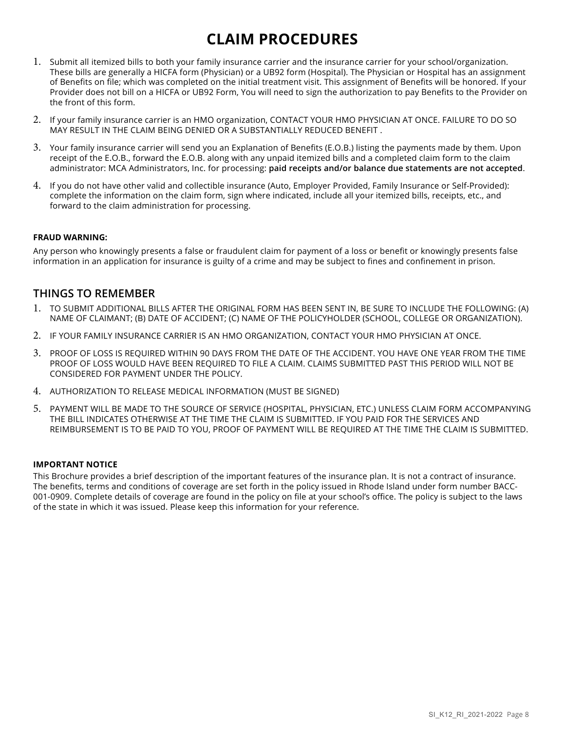# CLAIM PROCEDURES

1. Submit all itemized bills to both your family insurance carrier and the insurance carrier for your school/organization. These bills are generally a HICFA form (Physician) or a UB92 form (Hospital). The Physician or Hospital has an assignment of Benefits on file; which was completed on the initial treatment visit. This assignment of Benefits will be honored. If your Provider does not bill on a HICFA or UB92 Form, You will need to sign the authorization to pay Benefits to the Provider on the front of this form.
2. If your family insurance carrier is an HMO organization, CONTACT YOUR HMO PHYSICIAN AT ONCE. FAILURE TO DO SO MAY RESULT IN THE CLAIM BEING DENIED OR A SUBSTANTIALLY REDUCED BENEFIT .
3. Your family insurance carrier will send you an Explanation of Benefits (E.O.B.) listing the payments made by them. Upon receipt of the E.O.B., forward the E.O.B. along with any unpaid itemized bills and a completed claim form to the claim administrator: MCA Administrators, Inc. for processing: **paid receipts and/or balance due statements are not accepted**.
4. If you do not have other valid and collectible insurance (Auto, Employer Provided, Family Insurance or Self-Provided): complete the information on the claim form, sign where indicated, include all your itemized bills, receipts, etc., and forward to the claim administration for processing.

**FRAUD WARNING:**

Any person who knowingly presents a false or fraudulent claim for payment of a loss or benefit or knowingly presents false information in an application for insurance is guilty of a crime and may be subject to fines and confinement in prison.

## THINGS TO REMEMBER

1. TO SUBMIT ADDITIONAL BILLS AFTER THE ORIGINAL FORM HAS BEEN SENT IN, BE SURE TO INCLUDE THE FOLLOWING: (A) NAME OF CLAIMANT; (B) DATE OF ACCIDENT; (C) NAME OF THE POLICYHOLDER (SCHOOL, COLLEGE OR ORGANIZATION).
2. IF YOUR FAMILY INSURANCE CARRIER IS AN HMO ORGANIZATION, CONTACT YOUR HMO PHYSICIAN AT ONCE.
3. PROOF OF LOSS IS REQUIRED WITHIN 90 DAYS FROM THE DATE OF THE ACCIDENT. YOU HAVE ONE YEAR FROM THE TIME PROOF OF LOSS WOULD HAVE BEEN REQUIRED TO FILE A CLAIM. CLAIMS SUBMITTED PAST THIS PERIOD WILL NOT BE CONSIDERED FOR PAYMENT UNDER THE POLICY.
4. AUTHORIZATION TO RELEASE MEDICAL INFORMATION (MUST BE SIGNED)
5. PAYMENT WILL BE MADE TO THE SOURCE OF SERVICE (HOSPITAL, PHYSICIAN, ETC.) UNLESS CLAIM FORM ACCOMPANYING THE BILL INDICATES OTHERWISE AT THE TIME THE CLAIM IS SUBMITTED. IF YOU PAID FOR THE SERVICES AND REIMBURSEMENT IS TO BE PAID TO YOU, PROOF OF PAYMENT WILL BE REQUIRED AT THE TIME THE CLAIM IS SUBMITTED.

**IMPORTANT NOTICE**

This Brochure provides a brief description of the important features of the insurance plan. It is not a contract of insurance. The benefits, terms and conditions of coverage are set forth in the policy issued in Rhode Island under form number BACC-001-0909. Complete details of coverage are found in the policy on file at your school's office. The policy is subject to the laws of the state in which it was issued. Please keep this information for your reference.